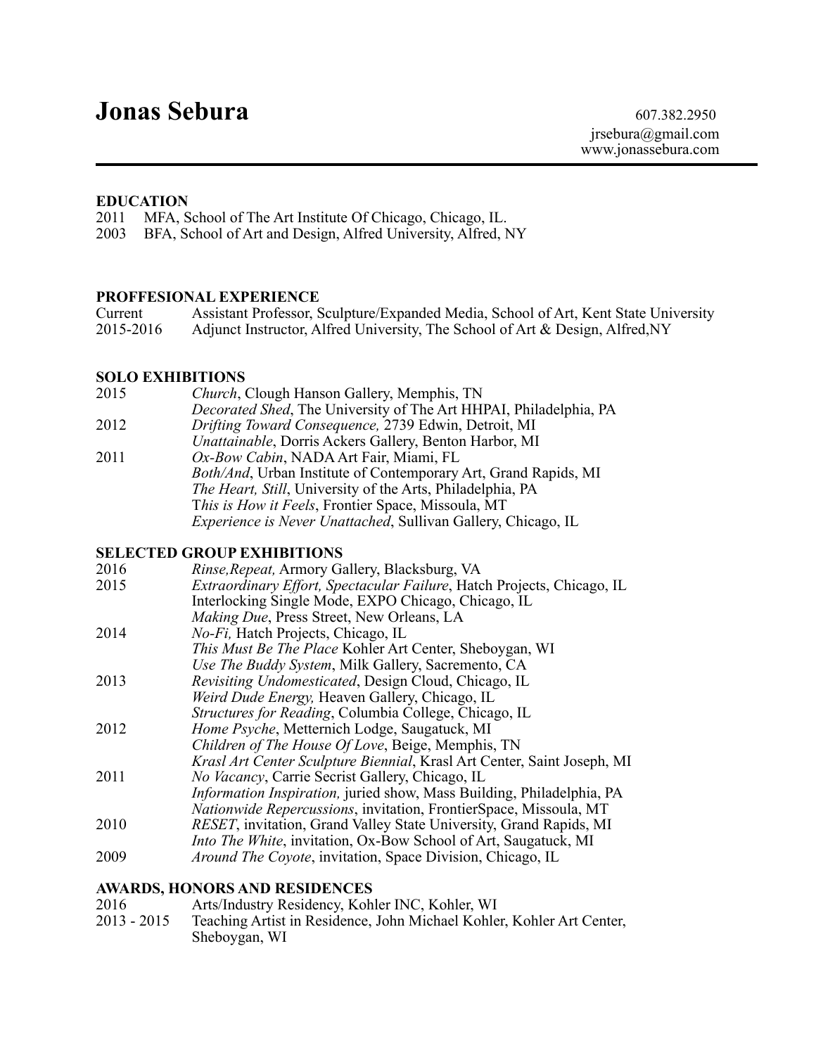# Jonas Sebura

607.382.2950
jrsebura@gmail.com
www.jonassebura.com

---

**EDUCATION**

2011 MFA, School of The Art Institute Of Chicago, Chicago, IL.
2003 BFA, School of Art and Design, Alfred University, Alfred, NY

**PROFFESIONAL EXPERIENCE**

Current Assistant Professor, Sculpture/Expanded Media, School of Art, Kent State University
2015-2016 Adjunct Instructor, Alfred University, The School of Art & Design, Alfred,NY

**SOLO EXHIBITIONS**

2015 *Church*, Clough Hanson Gallery, Memphis, TN
*Decorated Shed*, The University of The Art HHPAI, Philadelphia, PA
2012 *Drifting Toward Consequence,* 2739 Edwin, Detroit, MI
*Unattainable*, Dorris Ackers Gallery, Benton Harbor, MI
2011 *Ox-Bow Cabin*, NADA Art Fair, Miami, FL
*Both/And*, Urban Institute of Contemporary Art, Grand Rapids, MI
*The Heart, Still*, University of the Arts, Philadelphia, PA
T*his is How it Feels*, Frontier Space, Missoula, MT
*Experience is Never Unattached*, Sullivan Gallery, Chicago, IL

**SELECTED GROUP EXHIBITIONS**

2016 *Rinse,Repeat,* Armory Gallery, Blacksburg, VA
2015 *Extraordinary Effort, Spectacular Failure*, Hatch Projects, Chicago, IL
Interlocking Single Mode, EXPO Chicago, Chicago, IL
*Making Due*, Press Street, New Orleans, LA
2014 *No-Fi,* Hatch Projects, Chicago, IL
*This Must Be The Place* Kohler Art Center, Sheboygan, WI
*Use The Buddy System*, Milk Gallery, Sacremento, CA
2013 *Revisiting Undomesticated*, Design Cloud, Chicago, IL
*Weird Dude Energy,* Heaven Gallery, Chicago, IL
*Structures for Reading*, Columbia College, Chicago, IL
2012 *Home Psyche*, Metternich Lodge, Saugatuck, MI
*Children of The House Of Love*, Beige, Memphis, TN
*Krasl Art Center Sculpture Biennial*, Krasl Art Center, Saint Joseph, MI
2011 *No Vacancy*, Carrie Secrist Gallery, Chicago, IL
*Information Inspiration,* juried show, Mass Building, Philadelphia, PA
*Nationwide Repercussions*, invitation, FrontierSpace, Missoula, MT
2010 *RESET*, invitation, Grand Valley State University, Grand Rapids, MI
*Into The White*, invitation, Ox-Bow School of Art, Saugatuck, MI
2009 *Around The Coyote*, invitation, Space Division, Chicago, IL

**AWARDS, HONORS AND RESIDENCES**

2016 Arts/Industry Residency, Kohler INC, Kohler, WI
2013 - 2015 Teaching Artist in Residence, John Michael Kohler, Kohler Art Center, Sheboygan, WI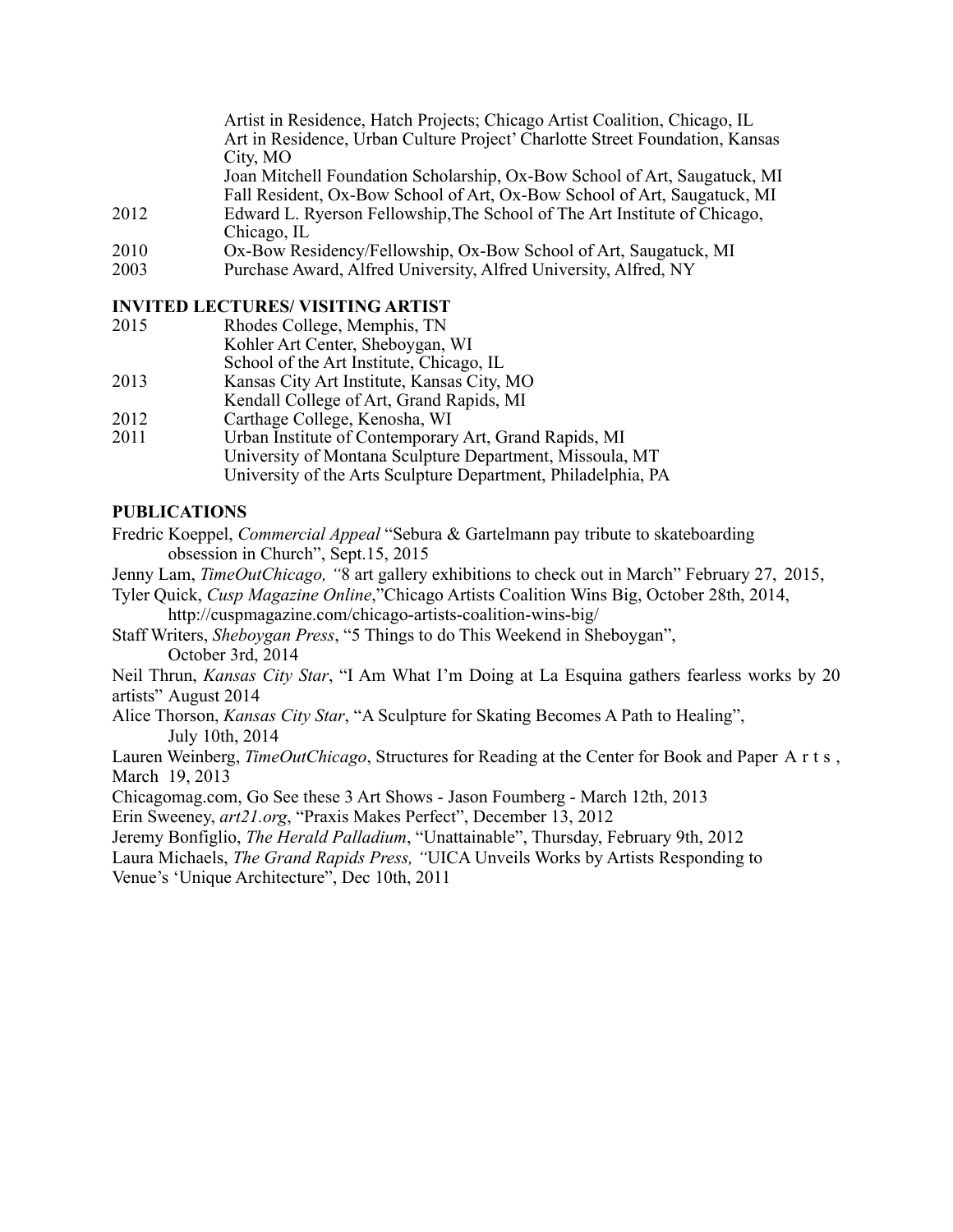| | |
|---|---|
| | Artist in Residence, Hatch Projects; Chicago Artist Coalition, Chicago, IL |
| | Art in Residence, Urban Culture Project' Charlotte Street Foundation, Kansas City, MO |
| | Joan Mitchell Foundation Scholarship, Ox-Bow School of Art, Saugatuck, MI |
| | Fall Resident, Ox-Bow School of Art, Ox-Bow School of Art, Saugatuck, MI |
| 2012 | Edward L. Ryerson Fellowship,The School of The Art Institute of Chicago, Chicago, IL |
| 2010 | Ox-Bow Residency/Fellowship, Ox-Bow School of Art, Saugatuck, MI |
| 2003 | Purchase Award, Alfred University, Alfred University, Alfred, NY |

**INVITED LECTURES/ VISITING ARTIST**

| | |
|---|---|
| 2015 | Rhodes College, Memphis, TN |
| | Kohler Art Center, Sheboygan, WI |
| | School of the Art Institute, Chicago, IL |
| 2013 | Kansas City Art Institute, Kansas City, MO |
| | Kendall College of Art, Grand Rapids, MI |
| 2012 | Carthage College, Kenosha, WI |
| 2011 | Urban Institute of Contemporary Art, Grand Rapids, MI |
| | University of Montana Sculpture Department, Missoula, MT |
| | University of the Arts Sculpture Department, Philadelphia, PA |

**PUBLICATIONS**

Fredric Koeppel, *Commercial Appeal* "Sebura & Gartelmann pay tribute to skateboarding obsession in Church", Sept.15, 2015

Jenny Lam, *TimeOutChicago, "*8 art gallery exhibitions to check out in March" February 27, 2015,

Tyler Quick, *Cusp Magazine Online*,"Chicago Artists Coalition Wins Big, October 28th, 2014, http://cuspmagazine.com/chicago-artists-coalition-wins-big/

Staff Writers, *Sheboygan Press*, "5 Things to do This Weekend in Sheboygan", October 3rd, 2014

Neil Thrun, *Kansas City Star*, "I Am What I'm Doing at La Esquina gathers fearless works by 20 artists" August 2014

Alice Thorson, *Kansas City Star*, "A Sculpture for Skating Becomes A Path to Healing", July 10th, 2014

Lauren Weinberg, *TimeOutChicago*, Structures for Reading at the Center for Book and Paper Arts, March 19, 2013

Chicagomag.com, Go See these 3 Art Shows - Jason Foumberg - March 12th, 2013

Erin Sweeney, *art21.org*, "Praxis Makes Perfect", December 13, 2012

Jeremy Bonfiglio, *The Herald Palladium*, "Unattainable", Thursday, February 9th, 2012

Laura Michaels, *The Grand Rapids Press, "*UICA Unveils Works by Artists Responding to Venue's 'Unique Architecture", Dec 10th, 2011